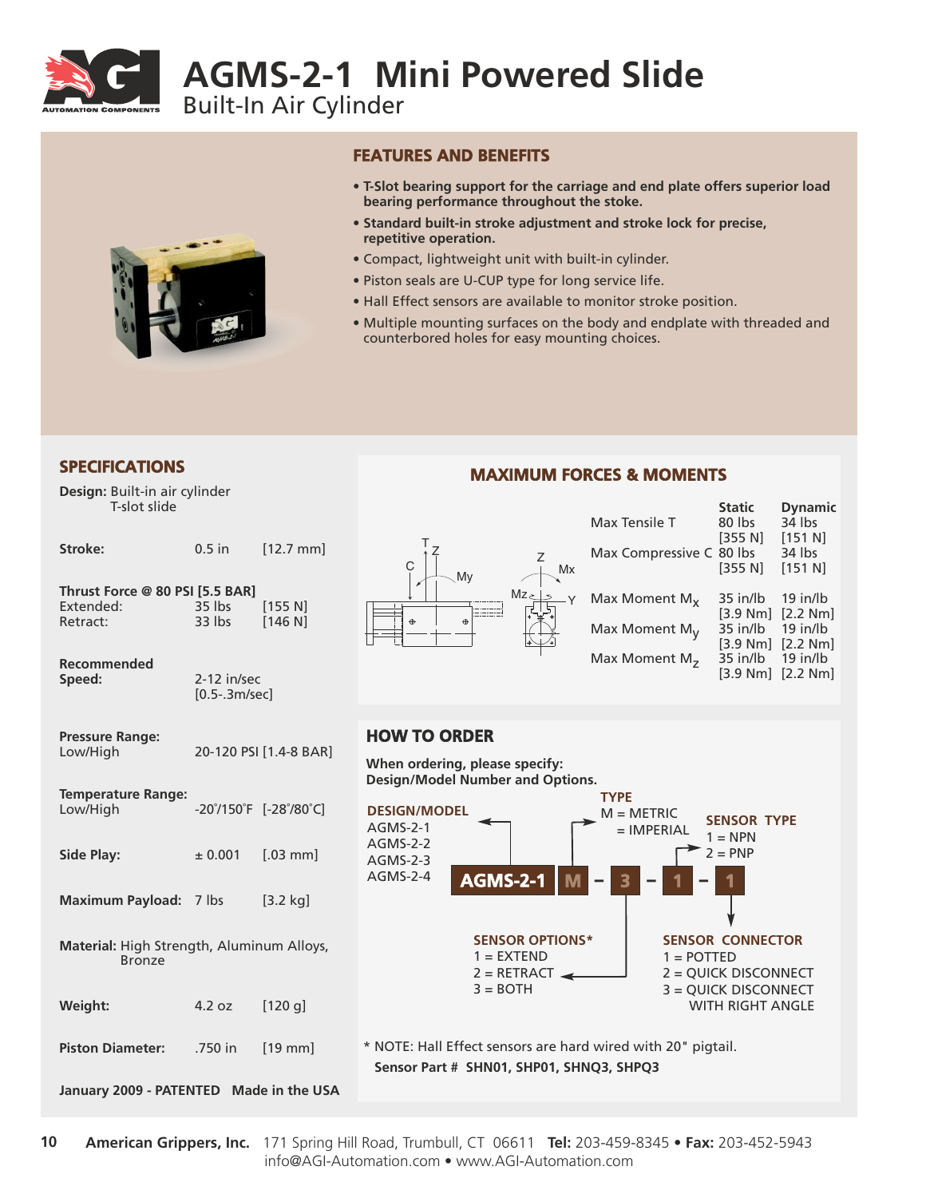# AGMS-2-1 Mini Powered Slide

## Built-In Air Cylinder

### FEATURES AND BENEFITS

- **T-Slot bearing support for the carriage and end plate offers superior load bearing performance throughout the stroke.**
- **Standard built-in stroke adjustment and stroke lock for precise, repetitive operation.**
- Compact, lightweight unit with built-in cylinder.
- Piston seals are U-CUP type for long service life.
- Hall Effect sensors are available to monitor stroke position.
- Multiple mounting surfaces on the body and endplate with threaded and counterbored holes for easy mounting choices.

### SPECIFICATIONS

**Design:** Built-in air cylinder
T-slot slide

| | | |
|---|---|---|
| **Stroke:** | 0.5 in | [12.7 mm] |
| **Thrust Force @ 80 PSI [5.5 BAR]** | | |
| Extended: | 35 lbs | [155 N] |
| Retract: | 33 lbs | [146 N] |
| **Recommended Speed:** | 2-12 in/sec [0.5-.3m/sec] | |
| **Pressure Range:** Low/High | 20-120 PSI [1.4-8 BAR] | |
| **Temperature Range:** Low/High | -20°/150°F | [-28°/80°C] |
| **Side Play:** | ± 0.001 | [.03 mm] |
| **Maximum Payload:** | 7 lbs | [3.2 kg] |
| **Material:** High Strength, Aluminum Alloys, Bronze | | |
| **Weight:** | 4.2 oz | [120 g] |
| **Piston Diameter:** | .750 in | [19 mm] |

**January 2009 - PATENTED Made in the USA**

### MAXIMUM FORCES & MOMENTS

| | Static | Dynamic |
|---|---|---|
| Max Tensile T | 80 lbs [355 N] | 34 lbs [151 N] |
| Max Compressive C | 80 lbs [355 N] | 34 lbs [151 N] |
| Max Moment $M_x$ | 35 in/lb [3.9 Nm] | 19 in/lb [2.2 Nm] |
| Max Moment $M_y$ | 35 in/lb [3.9 Nm] | 19 in/lb [2.2 Nm] |
| Max Moment $M_z$ | 35 in/lb [3.9 Nm] | 19 in/lb [2.2 Nm] |

### HOW TO ORDER

**When ordering, please specify: Design/Model Number and Options.**

**AGMS-2-1 M - 3 - 1 - 1**

**DESIGN/MODEL**
AGMS-2-1
AGMS-2-2
AGMS-2-3
AGMS-2-4

**TYPE**
M = METRIC
= IMPERIAL

**SENSOR OPTIONS***
1 = EXTEND
2 = RETRACT
3 = BOTH

**SENSOR TYPE**
1 = NPN
2 = PNP

**SENSOR CONNECTOR**
1 = POTTED
2 = QUICK DISCONNECT
3 = QUICK DISCONNECT WITH RIGHT ANGLE

* NOTE: Hall Effect sensors are hard wired with 20" pigtail.
**Sensor Part # SHN01, SHP01, SHNQ3, SHPQ3**

**American Grippers, Inc.** 171 Spring Hill Road, Trumbull, CT 06611 **Tel:** 203-459-8345 • **Fax:** 203-452-5943
info@AGI-Automation.com • www.AGI-Automation.com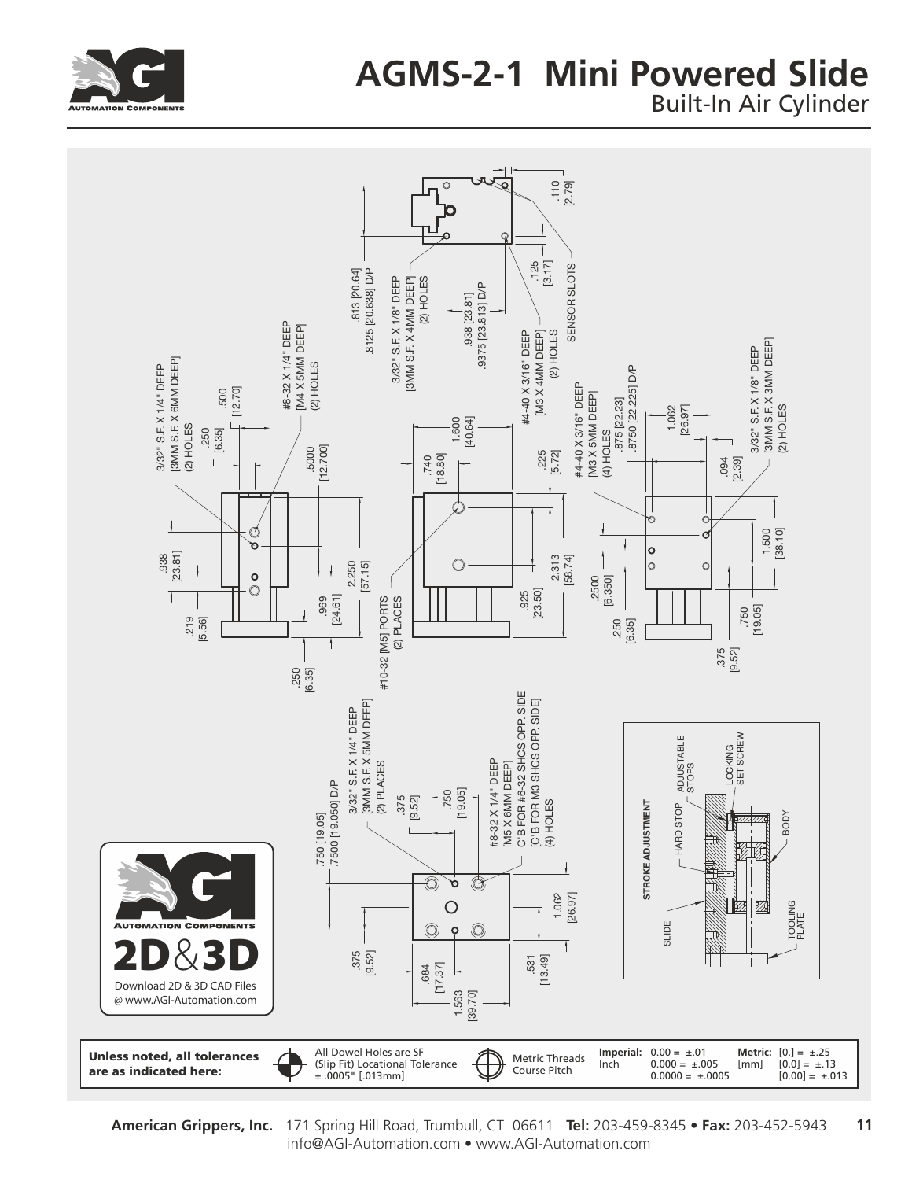# AGMS-2-1 Mini Powered Slide

## Built-In Air Cylinder

.110
[2.79]

.813 [20.64]
.8125 [20.638] D/P

3/32" S.F. X 1/8" DEEP
[3MM S.F. X 4MM DEEP]
(2) HOLES

.938 [23.81]
.9375 [23.813] D/P

.125
[3.17]

SENSOR SLOTS

#4-40 X 3/16" DEEP
[M3 X 4MM DEEP]
(2) HOLES

3/32" S.F. X 1/4" DEEP
[3MM S.F. X 6MM DEEP]
(2) HOLES

.250
[6.35]

.500
[12.70]

#8-32 X 1/4" DEEP
[M4 X 5MM DEEP]
(2) HOLES

.5000
[12.700]

.938
[23.81]

.219
[5.56]

.969
[24.61]

2.250
[57.15]

.250
[6.35]

.740
[18.80]

1.600
[40.64]

.225
[5.72]

#10-32 [M5] PORTS
(2) PLACES

.925
[23.50]

2.313
[58.74]

#4-40 X 3/16" DEEP
[M3 X 5MM DEEP]
(4) HOLES

.875 [22.23]
.8750 [22.225] D/P

1.062
[26.97]

3/32" S.F. X 1/8" DEEP
[3MM S.F. X 3MM DEEP]
(2) HOLES

.094
[2.39]

.2500
[6.350]

.250
[6.35]

1.500
[38.10]

.750
[19.05]

.375
[9.52]

.750 [19.05]
.7500 [19.050] D/P

3/32" S.F. X 1/4" DEEP
[3MM S.F. X 5MM DEEP]
(2) PLACES

.375
[9.52]

.750
[19.05]

#8-32 X 1/4" DEEP
[M5 X 6MM DEEP]
C'B FOR #6-32 SHCS OPP. SIDE
[C'B FOR M3 SHCS OPP. SIDE]
(4) HOLES

1.062
[26.97]

.375
[9.52]

.684
[17.37]

.531
[13.49]

1.563
[39.70]

**STROKE ADJUSTMENT**

SLIDE
HARD STOP
ADJUSTABLE STOPS
LOCKING SET SCREW
BODY
TOOLING PLATE

AGI AUTOMATION COMPONENTS
2D & 3D
Download 2D & 3D CAD Files
@ www.AGI-Automation.com

**Unless noted, all tolerances are as indicated here:**

All Dowel Holes are SF (Slip Fit) Locational Tolerance ± .0005" [.013mm]

Metric Threads Course Pitch

| | | | |
|---|---|---|---|
| **Imperial:** Inch | 0.00 = ±.01<br>0.000 = ±.005<br>0.0000 = ±.0005 | **Metric:** [mm] | [0.] = ±.25<br>[0.0] = ±.13<br>[0.00] = ±.013 |

**American Grippers, Inc.** 171 Spring Hill Road, Trumbull, CT 06611 **Tel:** 203-459-8345 • **Fax:** 203-452-5943
info@AGI-Automation.com • www.AGI-Automation.com